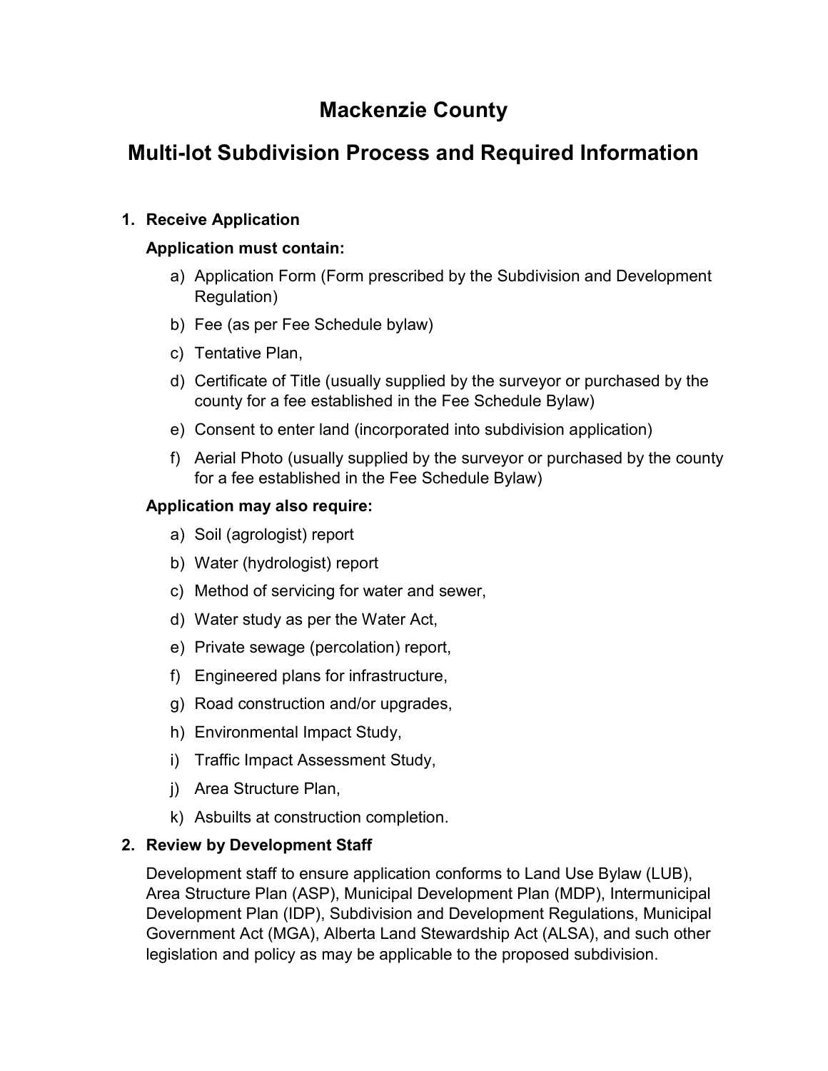# Mackenzie County

# Multi-lot Subdivision Process and Required Information

1. **Receive Application**

   **Application must contain:**

   a) Application Form (Form prescribed by the Subdivision and Development Regulation)
   
   b) Fee (as per Fee Schedule bylaw)
   
   c) Tentative Plan,
   
   d) Certificate of Title (usually supplied by the surveyor or purchased by the county for a fee established in the Fee Schedule Bylaw)
   
   e) Consent to enter land (incorporated into subdivision application)
   
   f) Aerial Photo (usually supplied by the surveyor or purchased by the county for a fee established in the Fee Schedule Bylaw)

   **Application may also require:**

   a) Soil (agrologist) report
   
   b) Water (hydrologist) report
   
   c) Method of servicing for water and sewer,
   
   d) Water study as per the Water Act,
   
   e) Private sewage (percolation) report,
   
   f) Engineered plans for infrastructure,
   
   g) Road construction and/or upgrades,
   
   h) Environmental Impact Study,
   
   i) Traffic Impact Assessment Study,
   
   j) Area Structure Plan,
   
   k) Asbuilts at construction completion.

2. **Review by Development Staff**

   Development staff to ensure application conforms to Land Use Bylaw (LUB), Area Structure Plan (ASP), Municipal Development Plan (MDP), Intermunicipal Development Plan (IDP), Subdivision and Development Regulations, Municipal Government Act (MGA), Alberta Land Stewardship Act (ALSA), and such other legislation and policy as may be applicable to the proposed subdivision.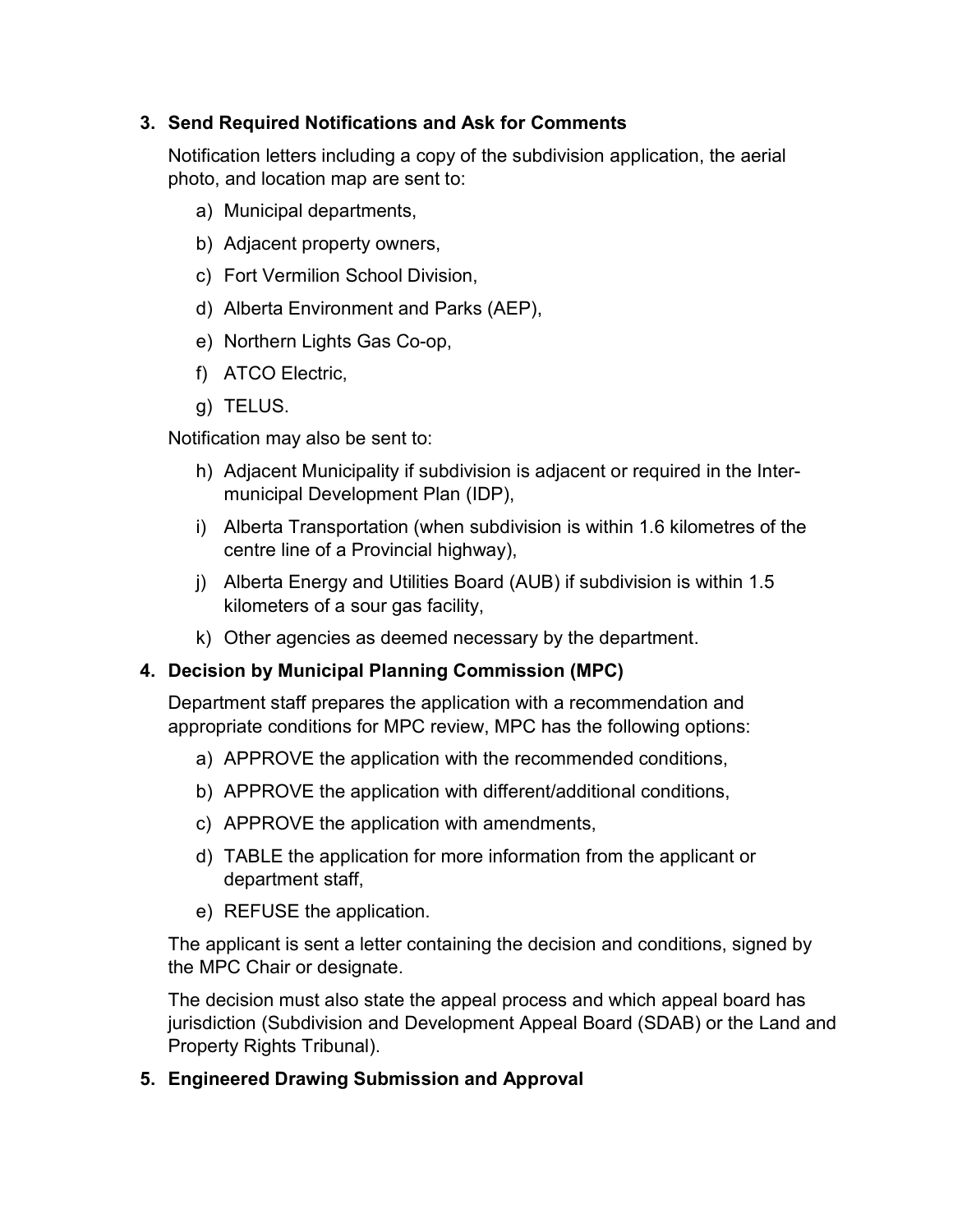### 3. Send Required Notifications and Ask for Comments

Notification letters including a copy of the subdivision application, the aerial photo, and location map are sent to:

a) Municipal departments,

b) Adjacent property owners,

c) Fort Vermilion School Division,

d) Alberta Environment and Parks (AEP),

e) Northern Lights Gas Co-op,

f) ATCO Electric,

g) TELUS.

Notification may also be sent to:

h) Adjacent Municipality if subdivision is adjacent or required in the Inter-municipal Development Plan (IDP),

i) Alberta Transportation (when subdivision is within 1.6 kilometres of the centre line of a Provincial highway),

j) Alberta Energy and Utilities Board (AUB) if subdivision is within 1.5 kilometers of a sour gas facility,

k) Other agencies as deemed necessary by the department.

### 4. Decision by Municipal Planning Commission (MPC)

Department staff prepares the application with a recommendation and appropriate conditions for MPC review, MPC has the following options:

a) APPROVE the application with the recommended conditions,

b) APPROVE the application with different/additional conditions,

c) APPROVE the application with amendments,

d) TABLE the application for more information from the applicant or department staff,

e) REFUSE the application.

The applicant is sent a letter containing the decision and conditions, signed by the MPC Chair or designate.

The decision must also state the appeal process and which appeal board has jurisdiction (Subdivision and Development Appeal Board (SDAB) or the Land and Property Rights Tribunal).

### 5. Engineered Drawing Submission and Approval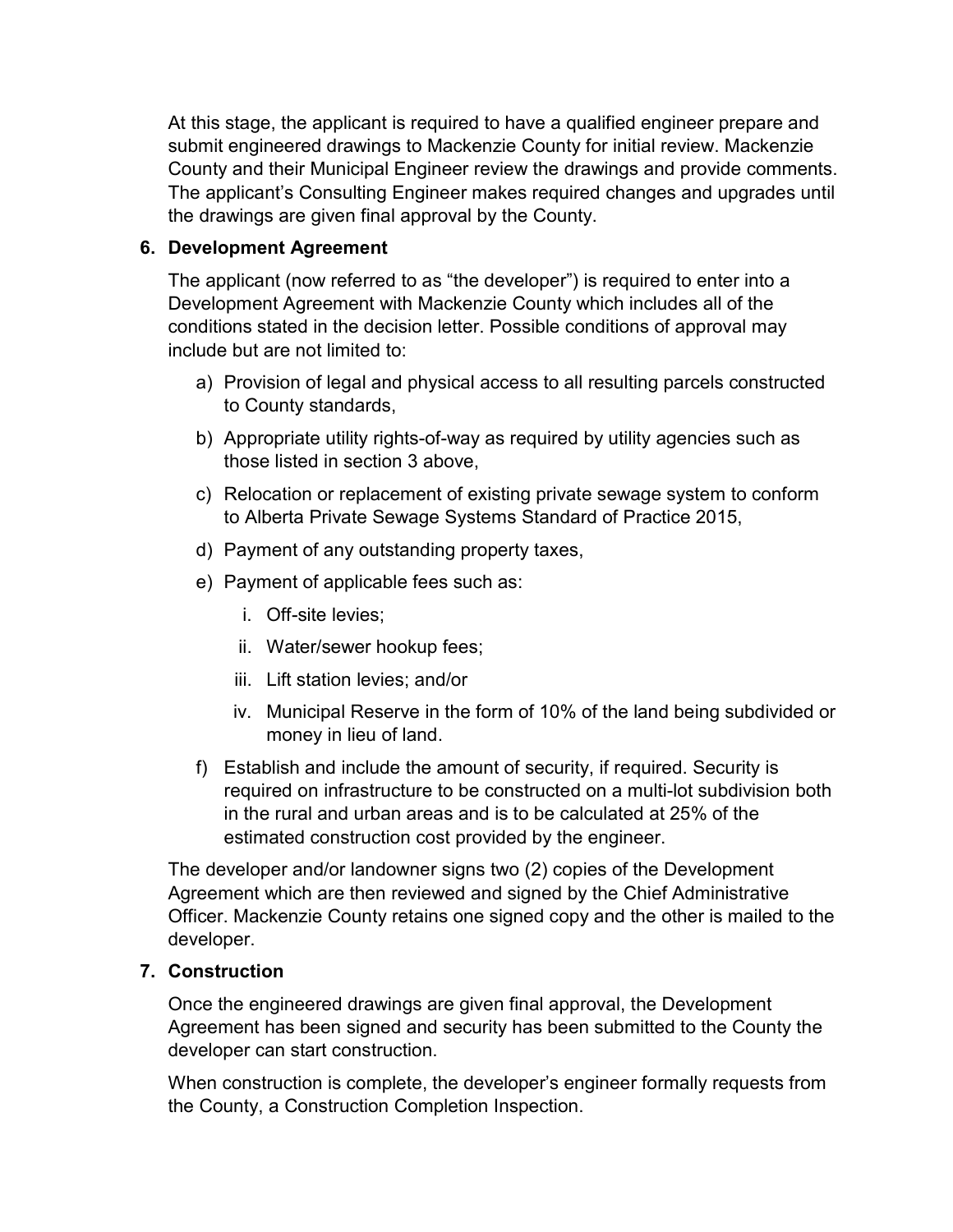At this stage, the applicant is required to have a qualified engineer prepare and submit engineered drawings to Mackenzie County for initial review. Mackenzie County and their Municipal Engineer review the drawings and provide comments. The applicant's Consulting Engineer makes required changes and upgrades until the drawings are given final approval by the County.

**6. Development Agreement**

The applicant (now referred to as "the developer") is required to enter into a Development Agreement with Mackenzie County which includes all of the conditions stated in the decision letter. Possible conditions of approval may include but are not limited to:

a) Provision of legal and physical access to all resulting parcels constructed to County standards,

b) Appropriate utility rights-of-way as required by utility agencies such as those listed in section 3 above,

c) Relocation or replacement of existing private sewage system to conform to Alberta Private Sewage Systems Standard of Practice 2015,

d) Payment of any outstanding property taxes,

e) Payment of applicable fees such as:

   i. Off-site levies;

   ii. Water/sewer hookup fees;

   iii. Lift station levies; and/or

   iv. Municipal Reserve in the form of 10% of the land being subdivided or money in lieu of land.

f) Establish and include the amount of security, if required. Security is required on infrastructure to be constructed on a multi-lot subdivision both in the rural and urban areas and is to be calculated at 25% of the estimated construction cost provided by the engineer.

The developer and/or landowner signs two (2) copies of the Development Agreement which are then reviewed and signed by the Chief Administrative Officer. Mackenzie County retains one signed copy and the other is mailed to the developer.

**7. Construction**

Once the engineered drawings are given final approval, the Development Agreement has been signed and security has been submitted to the County the developer can start construction.

When construction is complete, the developer's engineer formally requests from the County, a Construction Completion Inspection.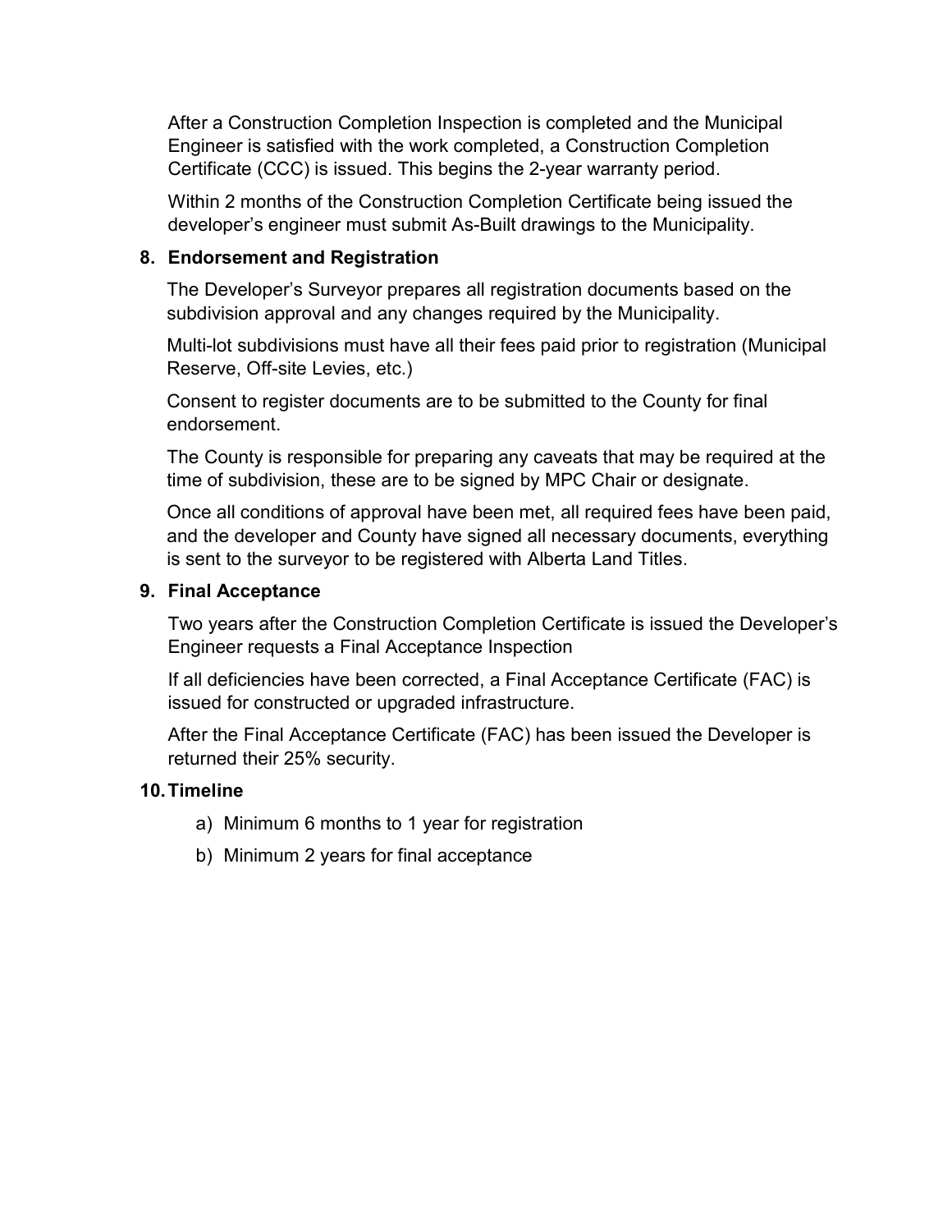After a Construction Completion Inspection is completed and the Municipal Engineer is satisfied with the work completed, a Construction Completion Certificate (CCC) is issued. This begins the 2-year warranty period.

Within 2 months of the Construction Completion Certificate being issued the developer's engineer must submit As-Built drawings to the Municipality.

**8. Endorsement and Registration**

The Developer's Surveyor prepares all registration documents based on the subdivision approval and any changes required by the Municipality.

Multi-lot subdivisions must have all their fees paid prior to registration (Municipal Reserve, Off-site Levies, etc.)

Consent to register documents are to be submitted to the County for final endorsement.

The County is responsible for preparing any caveats that may be required at the time of subdivision, these are to be signed by MPC Chair or designate.

Once all conditions of approval have been met, all required fees have been paid, and the developer and County have signed all necessary documents, everything is sent to the surveyor to be registered with Alberta Land Titles.

**9. Final Acceptance**

Two years after the Construction Completion Certificate is issued the Developer's Engineer requests a Final Acceptance Inspection

If all deficiencies have been corrected, a Final Acceptance Certificate (FAC) is issued for constructed or upgraded infrastructure.

After the Final Acceptance Certificate (FAC) has been issued the Developer is returned their 25% security.

**10. Timeline**

a) Minimum 6 months to 1 year for registration

b) Minimum 2 years for final acceptance